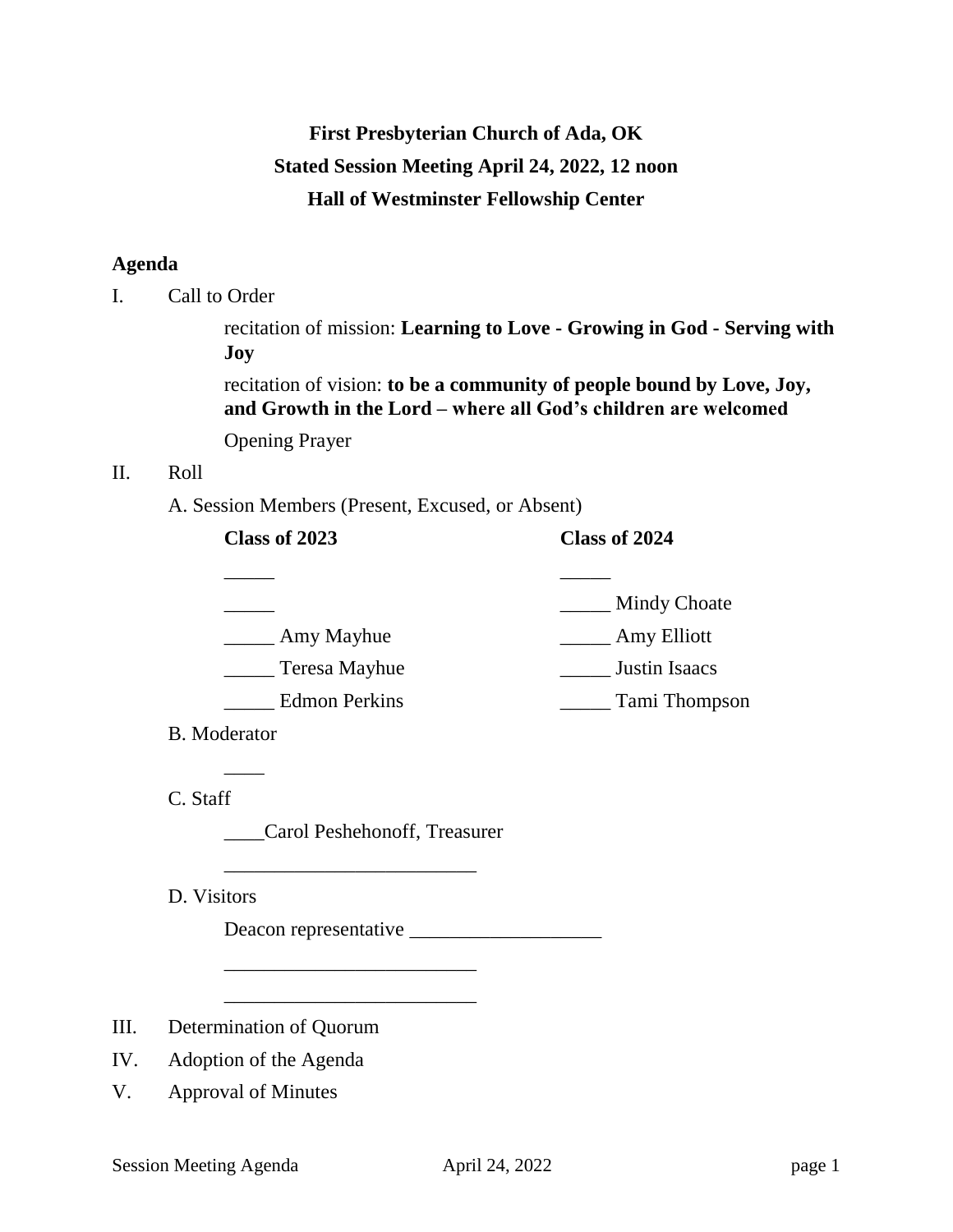**First Presbyterian Church of Ada, OK**

**Stated Session Meeting April 24, 2022, 12 noon**

**Hall of Westminster Fellowship Center**

## Agenda

I. Call to Order

recitation of mission: **Learning to Love - Growing in God - Serving with Joy**

recitation of vision: **to be a community of people bound by Love, Joy, and Growth in the Lord – where all God's children are welcomed**

Opening Prayer

II. Roll

A. Session Members (Present, Excused, or Absent)

| **Class of 2023** | **Class of 2024** |
|---|---|
| _____ | _____ |
| _____ | _____ Mindy Choate |
| _____ Amy Mayhue | _____ Amy Elliott |
| _____ Teresa Mayhue | _____ Justin Isaacs |
| _____ Edmon Perkins | _____ Tami Thompson |

B. Moderator

____

C. Staff

____Carol Peshehonoff, Treasurer

_________________________

D. Visitors

Deacon representative ___________________

_________________________

_________________________

III. Determination of Quorum

IV. Adoption of the Agenda

V. Approval of Minutes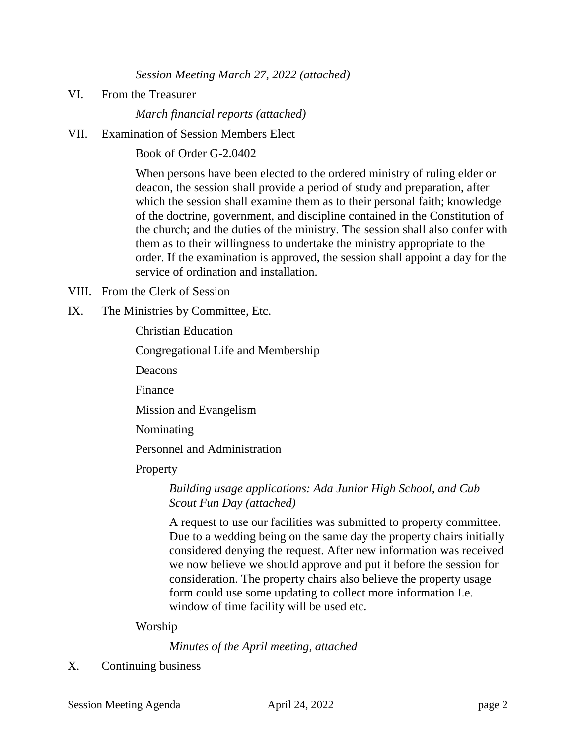*Session Meeting March 27, 2022 (attached)*

VI. From the Treasurer

*March financial reports (attached)*

VII. Examination of Session Members Elect

Book of Order G-2.0402

When persons have been elected to the ordered ministry of ruling elder or deacon, the session shall provide a period of study and preparation, after which the session shall examine them as to their personal faith; knowledge of the doctrine, government, and discipline contained in the Constitution of the church; and the duties of the ministry. The session shall also confer with them as to their willingness to undertake the ministry appropriate to the order. If the examination is approved, the session shall appoint a day for the service of ordination and installation.

VIII. From the Clerk of Session

IX. The Ministries by Committee, Etc.

Christian Education

Congregational Life and Membership

Deacons

Finance

Mission and Evangelism

Nominating

Personnel and Administration

Property

*Building usage applications: Ada Junior High School, and Cub Scout Fun Day (attached)*

A request to use our facilities was submitted to property committee. Due to a wedding being on the same day the property chairs initially considered denying the request. After new information was received we now believe we should approve and put it before the session for consideration. The property chairs also believe the property usage form could use some updating to collect more information I.e. window of time facility will be used etc.

Worship

*Minutes of the April meeting, attached*

X. Continuing business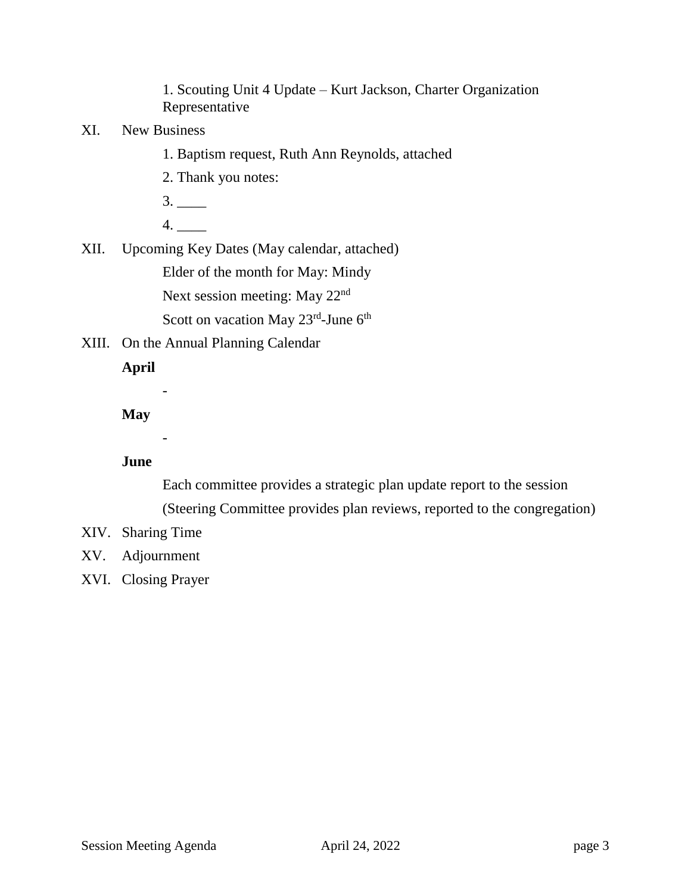1. Scouting Unit 4 Update – Kurt Jackson, Charter Organization Representative

XI. New Business

1. Baptism request, Ruth Ann Reynolds, attached
2. Thank you notes:
3. ____
4. ____

XII. Upcoming Key Dates (May calendar, attached)

Elder of the month for May: Mindy

Next session meeting: May 22nd

Scott on vacation May 23rd-June 6th

XIII. On the Annual Planning Calendar

**April**

-

**May**

-

**June**

Each committee provides a strategic plan update report to the session

(Steering Committee provides plan reviews, reported to the congregation)

XIV. Sharing Time

XV. Adjournment

XVI. Closing Prayer